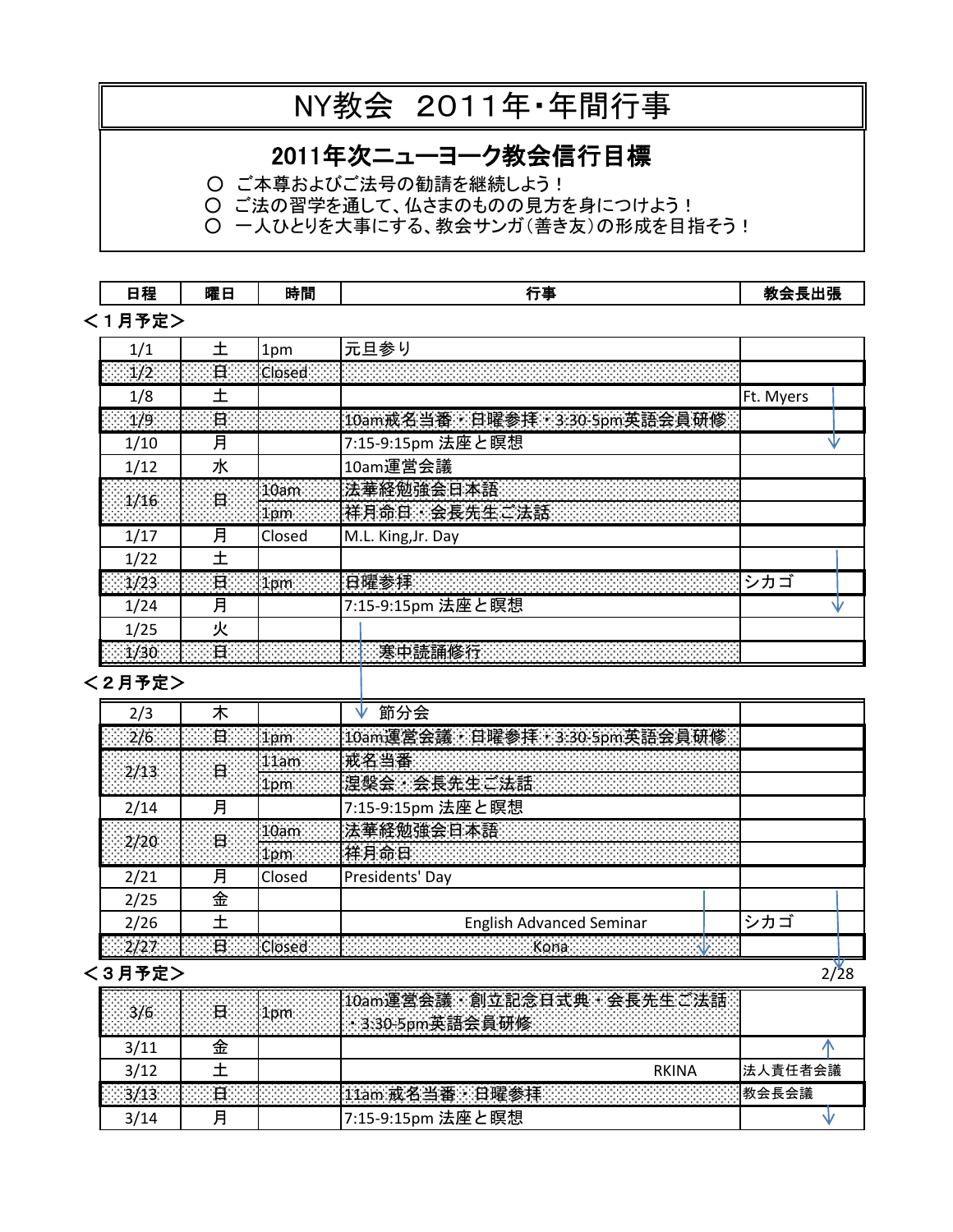# NY教会 2011年・年間行事

## 2011年次ニューヨーク教会信行目標

○ ご本尊およびご法号の勧請を継続しよう！
○ ご法の習学を通して、仏さまのものの見方を身につけよう！
○ 一人ひとりを大事にする、教会サンガ（善き友）の形成を目指そう！

| 日程 | 曜日 | 時間 | 行事 | 教会長出張 |
|---|---|---|---|---|
| **＜１月予定＞** | | | | |
| 1/1 | 土 | 1pm | 元旦参り | |
| 1/2 | 日 | Closed | | |
| 1/8 | 土 | | | Ft. Myers ↓ |
| 1/9 | 日 | | 10am戒名当番・日曜参拝・3:30-5pm英語会員研修 | |
| 1/10 | 月 | | 7:15-9:15pm 法座と瞑想 | ↓ |
| 1/12 | 水 | | 10am運営会議 | |
| 1/16 | 日 | 10am | 法華経勉強会日本語 | |
| | | 1pm | 祥月命日・会長先生ご法話 | |
| 1/17 | 月 | Closed | M.L. King,Jr. Day | |
| 1/22 | 土 | | | ↓ |
| 1/23 | 日 | 1pm | 日曜参拝 | シカゴ |
| 1/24 | 月 | | 7:15-9:15pm 法座と瞑想 | ↓ |
| 1/25 | 火 | | ↓ | |
| 1/30 | 日 | | 寒中読誦修行 | |
| **＜２月予定＞** | | | | |
| 2/3 | 木 | | ↓ 節分会 | |
| 2/6 | 日 | 1pm | 10am運営会議・日曜参拝・3:30-5pm英語会員研修 | |
| 2/13 | 日 | 11am | 戒名当番 | |
| | | 1pm | 涅槃会・会長先生ご法話 | |
| 2/14 | 月 | | 7:15-9:15pm 法座と瞑想 | |
| 2/20 | 日 | 10am | 法華経勉強会日本語 | |
| | | 1pm | 祥月命日 | |
| 2/21 | 月 | Closed | Presidents' Day | |
| 2/25 | 金 | | ↓ | ↓ |
| 2/26 | 土 | | English Advanced Seminar | シカゴ |
| 2/27 | 日 | Closed | Kona ↓ | ↓ 2/28 |
| **＜３月予定＞** | | | | |
| 3/6 | 日 | 1pm | 10am運営会議・創立記念日式典・会長先生ご法話・3:30-5pm英語会員研修 | |
| 3/11 | 金 | | | ↑ |
| 3/12 | 土 | | RKINA | 法人責任者会議 |
| 3/13 | 日 | | 11am 戒名当番・日曜参拝 | 教会長会議 |
| 3/14 | 月 | | 7:15-9:15pm 法座と瞑想 | ↓ |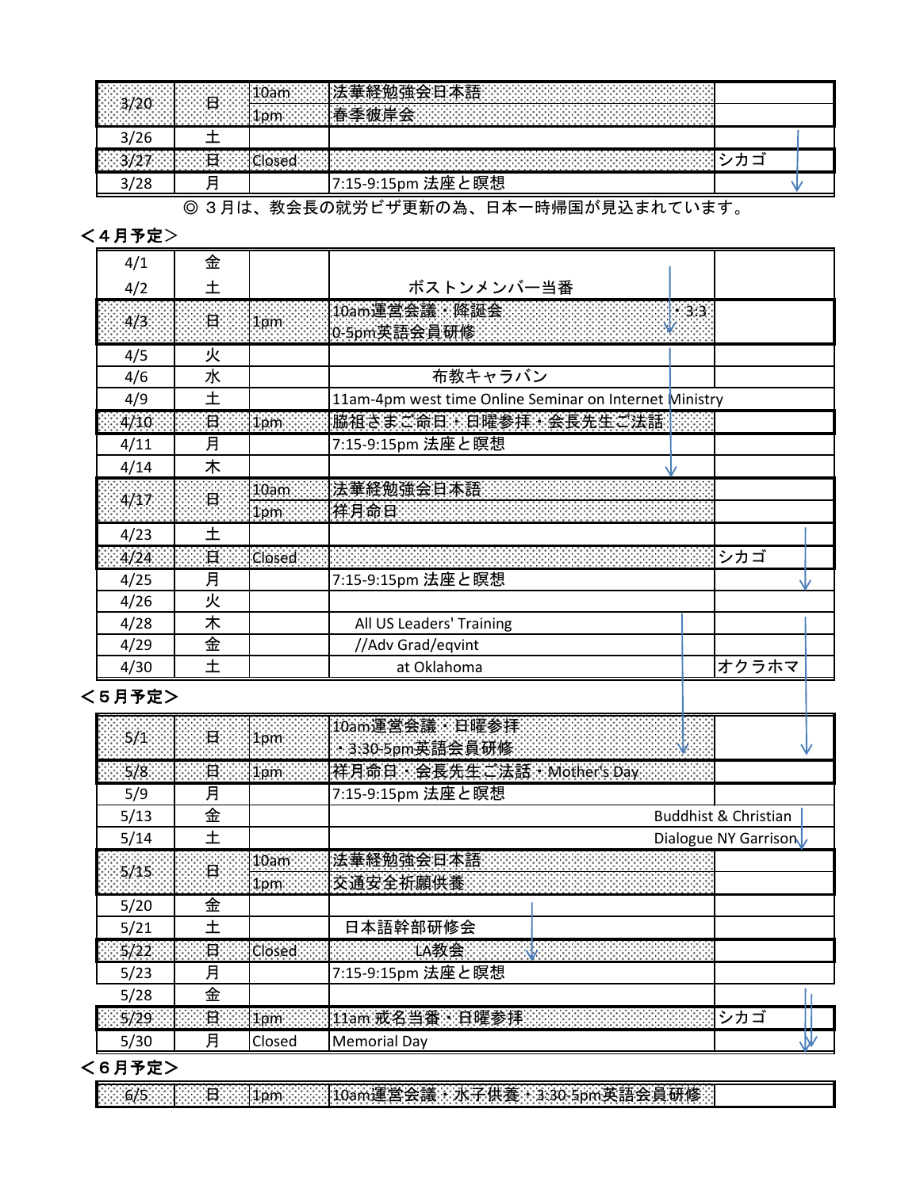| | | | | |
|---|---|---|---|---|
| 3/20 | 日 | 10am | 法華経勉強会日本語 | |
| | | 1pm | 春季彼岸会 | |
| 3/26 | 土 | | | |
| 3/27 | 日 | Closed | | シカゴ |
| 3/28 | 月 | | 7:15-9:15pm 法座と瞑想 | |

◎ ３月は、教会長の就労ビザ更新の為、日本一時帰国が見込まれています。

**＜４月予定＞**

| | | | | |
|---|---|---|---|---|
| 4/1 | 金 | | | |
| 4/2 | 土 | | ボストンメンバー当番 | |
| 4/3 | 日 | 1pm | 10am運営会議・降誕会・3:30-5pm英語会員研修 | |
| 4/5 | 火 | | | |
| 4/6 | 水 | | 布教キャラバン | |
| 4/9 | 土 | | 11am-4pm west time Online Seminar on Internet Ministry | |
| 4/10 | 日 | 1pm | 脇祖さまご命日・日曜参拝・会長先生ご法話 | |
| 4/11 | 月 | | 7:15-9:15pm 法座と瞑想 | |
| 4/14 | 木 | | | |
| 4/17 | 日 | 10am | 法華経勉強会日本語 | |
| | | 1pm | 祥月命日 | |
| 4/23 | 土 | | | |
| 4/24 | 日 | Closed | | シカゴ |
| 4/25 | 月 | | 7:15-9:15pm 法座と瞑想 | |
| 4/26 | 火 | | | |
| 4/28 | 木 | | All US Leaders' Training | |
| 4/29 | 金 | | //Adv Grad/eqvint | |
| 4/30 | 土 | | at Oklahoma | オクラホマ |

**＜５月予定＞**

| | | | | |
|---|---|---|---|---|
| 5/1 | 日 | 1pm | 10am運営会議・日曜参拝・3:30-5pm英語会員研修 | |
| 5/8 | 日 | 1pm | 祥月命日・会長先生ご法話・Mother's Day | |
| 5/9 | 月 | | 7:15-9:15pm 法座と瞑想 | |
| 5/13 | 金 | | Buddhist & Christian | |
| 5/14 | 土 | | Dialogue NY Garrison | |
| 5/15 | 日 | 10am | 法華経勉強会日本語 | |
| | | 1pm | 交通安全祈願供養 | |
| 5/20 | 金 | | | |
| 5/21 | 土 | | 日本語幹部研修会 | |
| 5/22 | 日 | Closed | LA教会 | |
| 5/23 | 月 | | 7:15-9:15pm 法座と瞑想 | |
| 5/28 | 金 | | | |
| 5/29 | 日 | 1pm | 11am 戒名当番・日曜参拝 | シカゴ |
| 5/30 | 月 | Closed | Memorial Day | |

**＜６月予定＞**

| | | | | |
|---|---|---|---|---|
| 6/5 | 日 | 1pm | 10am運営会議・水子供養・3:30-5pm英語会員研修 | |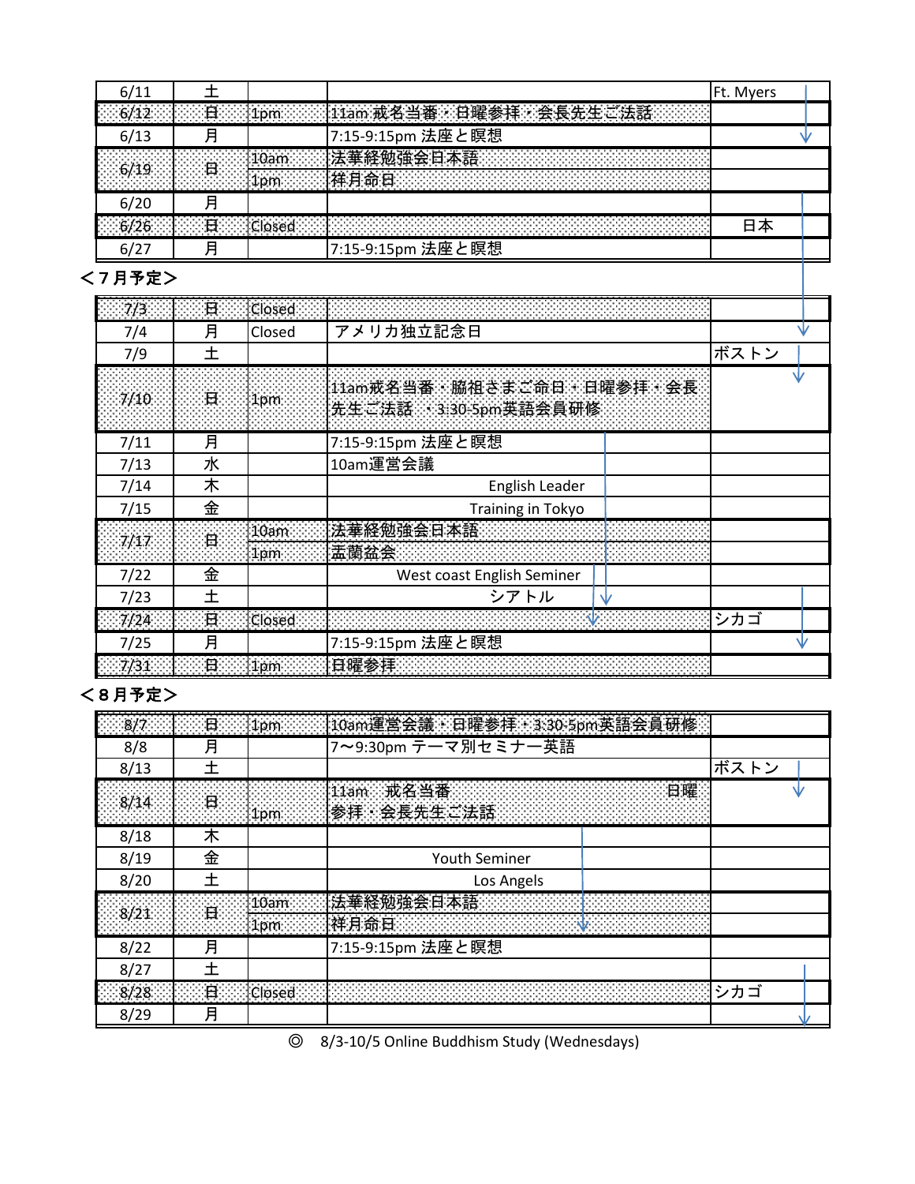| | | | | |
|---|---|---|---|---|
| 6/11 | 土 | | | Ft. Myers |
| 6/12 | 日 | 1pm | 11am 戒名当番・日曜参拝・会長先生ご法話 | |
| 6/13 | 月 | | 7:15-9:15pm 法座と瞑想 | |
| 6/19 | 日 | 10am | 法華経勉強会日本語 | |
| | | 1pm | 祥月命日 | |
| 6/20 | 月 | | | |
| 6/26 | 日 | Closed | | 日本 |
| 6/27 | 月 | | 7:15-9:15pm 法座と瞑想 | |

＜７月予定＞

| | | | | |
|---|---|---|---|---|
| 7/3 | 日 | Closed | | |
| 7/4 | 月 | Closed | アメリカ独立記念日 | |
| 7/9 | 土 | | | ボストン |
| 7/10 | 日 | 1pm | 11am戒名当番・脇祖さまご命日・日曜参拝・会長先生ご法話 ・3:30-5pm英語会員研修 | |
| 7/11 | 月 | | 7:15-9:15pm 法座と瞑想 | |
| 7/13 | 水 | | 10am運営会議 | |
| 7/14 | 木 | | English Leader | |
| 7/15 | 金 | | Training in Tokyo | |
| 7/17 | 日 | 10am | 法華経勉強会日本語 | |
| | | 1pm | 盂蘭盆会 | |
| 7/22 | 金 | | West coast English Seminer | |
| 7/23 | 土 | | シアトル | |
| 7/24 | 日 | Closed | | シカゴ |
| 7/25 | 月 | | 7:15-9:15pm 法座と瞑想 | |
| 7/31 | 日 | 1pm | 日曜参拝 | |

＜８月予定＞

| | | | | |
|---|---|---|---|---|
| 8/7 | 日 | 1pm | 10am運営会議・日曜参拝・3:30-5pm英語会員研修 | |
| 8/8 | 月 | | 7～9:30pm テーマ別セミナー英語 | |
| 8/13 | 土 | | | ボストン |
| 8/14 | 日 | 1pm | 11am　戒名当番　日曜参拝・会長先生ご法話 | |
| 8/18 | 木 | | | |
| 8/19 | 金 | | Youth Seminer | |
| 8/20 | 土 | | Los Angels | |
| 8/21 | 日 | 10am | 法華経勉強会日本語 | |
| | | 1pm | 祥月命日 | |
| 8/22 | 月 | | 7:15-9:15pm 法座と瞑想 | |
| 8/27 | 土 | | | |
| 8/28 | 日 | Closed | | シカゴ |
| 8/29 | 月 | | | |

◎　8/3-10/5 Online Buddhism Study (Wednesdays)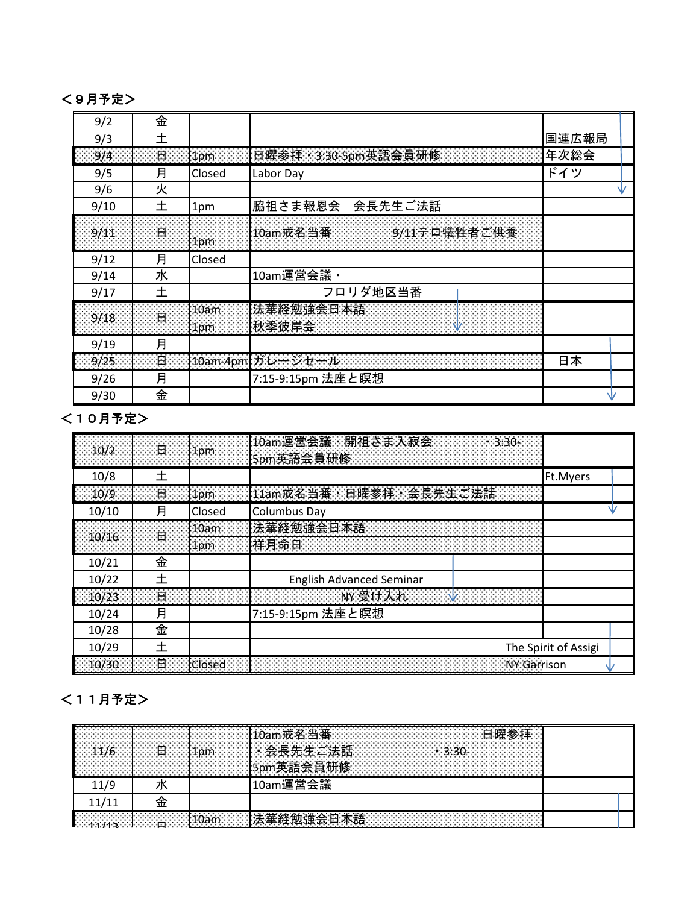<９月予定>

| | | | | |
|---|---|---|---|---|
| 9/2 | 金 | | | |
| 9/3 | 土 | | | 国連広報局 |
| 9/4 | 日 | 1pm | 日曜参拝・3:30-5pm英語会員研修 | 年次総会 |
| 9/5 | 月 | Closed | Labor Day | ドイツ |
| 9/6 | 火 | | | |
| 9/10 | 土 | 1pm | 脇祖さま報恩会　会長先生ご法話 | |
| 9/11 | 日 | 1pm | 10am戒名当番　　9/11テロ犠牲者ご供養 | |
| 9/12 | 月 | Closed | | |
| 9/14 | 水 | | 10am運営会議・ | |
| 9/17 | 土 | | フロリダ地区当番 | |
| 9/18 | 日 | 10am | 法華経勉強会日本語 | |
| | | 1pm | 秋季彼岸会 | |
| 9/19 | 月 | | | |
| 9/25 | 日 | 10am-4pm | ガレージセール | 日本 |
| 9/26 | 月 | | 7:15-9:15pm 法座と瞑想 | |
| 9/30 | 金 | | | |

<１０月予定>

| | | | | |
|---|---|---|---|---|
| 10/2 | 日 | 1pm | 10am運営会議・開祖さま入寂会　・3:30-5pm英語会員研修 | |
| 10/8 | 土 | | | Ft.Myers |
| 10/9 | 日 | 1pm | 11am戒名当番・日曜参拝・会長先生ご法話 | |
| 10/10 | 月 | Closed | Columbus Day | |
| 10/16 | 日 | 10am | 法華経勉強会日本語 | |
| | | 1pm | 祥月命日 | |
| 10/21 | 金 | | | |
| 10/22 | 土 | | English Advanced Seminar | |
| 10/23 | 日 | | NY受け入れ | |
| 10/24 | 月 | | 7:15-9:15pm 法座と瞑想 | |
| 10/28 | 金 | | | |
| 10/29 | 土 | | The Spirit of Assigi | |
| 10/30 | 日 | Closed | NY Garrison | |

<１１月予定>

| | | | | |
|---|---|---|---|---|
| 11/6 | 日 | 1pm | 10am戒名当番　日曜参拝・会長先生ご法話　・3:30-5pm英語会員研修 | |
| 11/9 | 水 | | 10am運営会議 | |
| 11/11 | 金 | | | |
| 11/13 | 日 | 10am | 法華経勉強会日本語 | |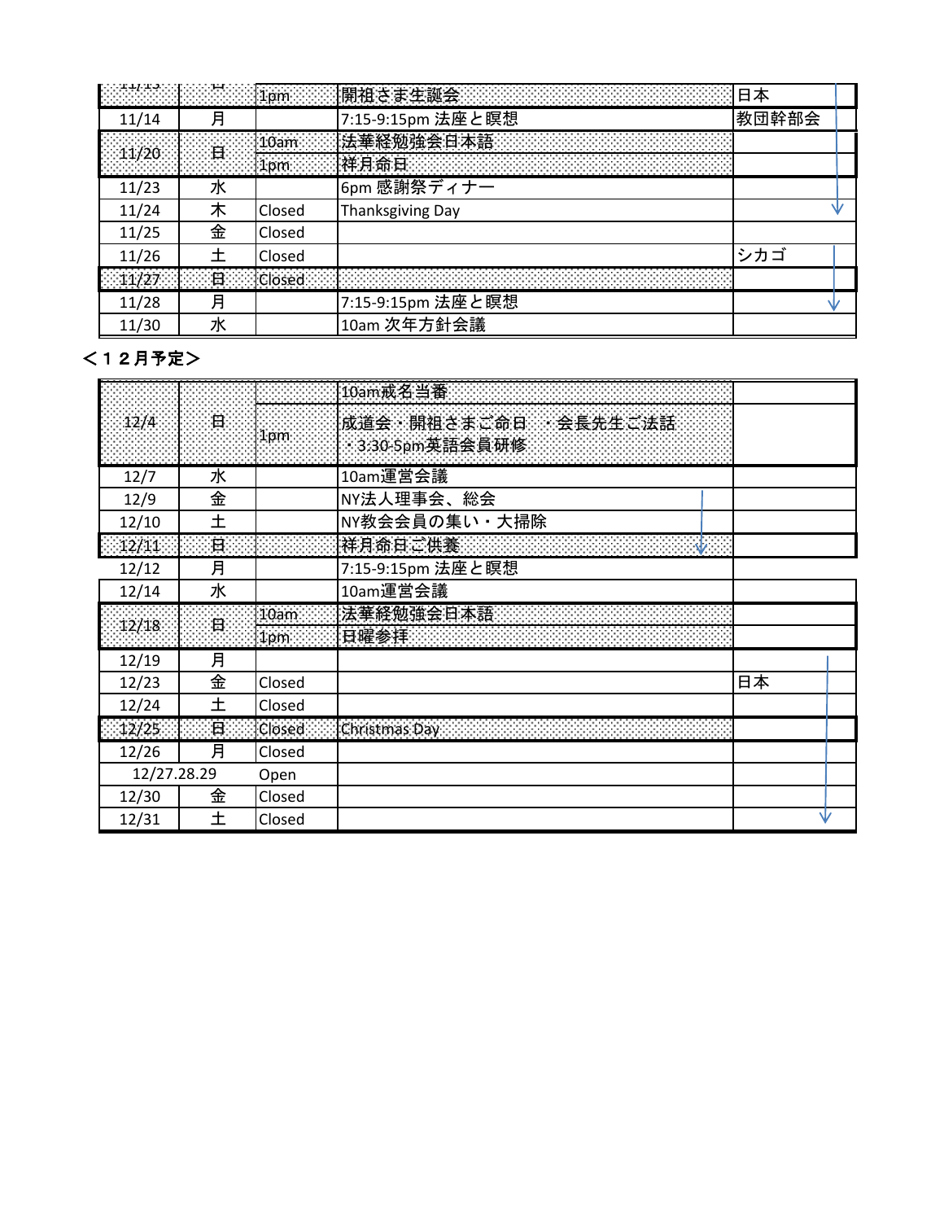| | | | | |
|---|---|---|---|---|
| 11/13 | 日 | 1pm | 開祖さま生誕会 | 日本 |
| 11/14 | 月 | | 7:15-9:15pm 法座と瞑想 | 教団幹部会 |
| 11/20 | 日 | 10am | 法華経勉強会日本語 | |
| | | 1pm | 祥月命日 | |
| 11/23 | 水 | | 6pm 感謝祭ディナー | |
| 11/24 | 木 | Closed | Thanksgiving Day | |
| 11/25 | 金 | Closed | | |
| 11/26 | 土 | Closed | | シカゴ |
| 11/27 | 日 | Closed | | |
| 11/28 | 月 | | 7:15-9:15pm 法座と瞑想 | |
| 11/30 | 水 | | 10am 次年方針会議 | |

＜１２月予定＞

| | | | | |
|---|---|---|---|---|
| 12/4 | 日 | | 10am戒名当番 | |
| | | 1pm | 成道会・開祖さまご命日　・会長先生ご法話・3:30-5pm英語会員研修 | |
| 12/7 | 水 | | 10am運営会議 | |
| 12/9 | 金 | | NY法人理事会、総会 | |
| 12/10 | 土 | | NY教会会員の集い・大掃除 | |
| 12/11 | 日 | | 祥月命日ご供養 | |
| 12/12 | 月 | | 7:15-9:15pm 法座と瞑想 | |
| 12/14 | 水 | | 10am運営会議 | |
| 12/18 | 日 | 10am | 法華経勉強会日本語 | |
| | | 1pm | 日曜参拝 | |
| 12/19 | 月 | | | |
| 12/23 | 金 | Closed | | 日本 |
| 12/24 | 土 | Closed | | |
| 12/25 | 日 | Closed | Christmas Day | |
| 12/26 | 月 | Closed | | |
| 12/27.28.29 | | Open | | |
| 12/30 | 金 | Closed | | |
| 12/31 | 土 | Closed | | |